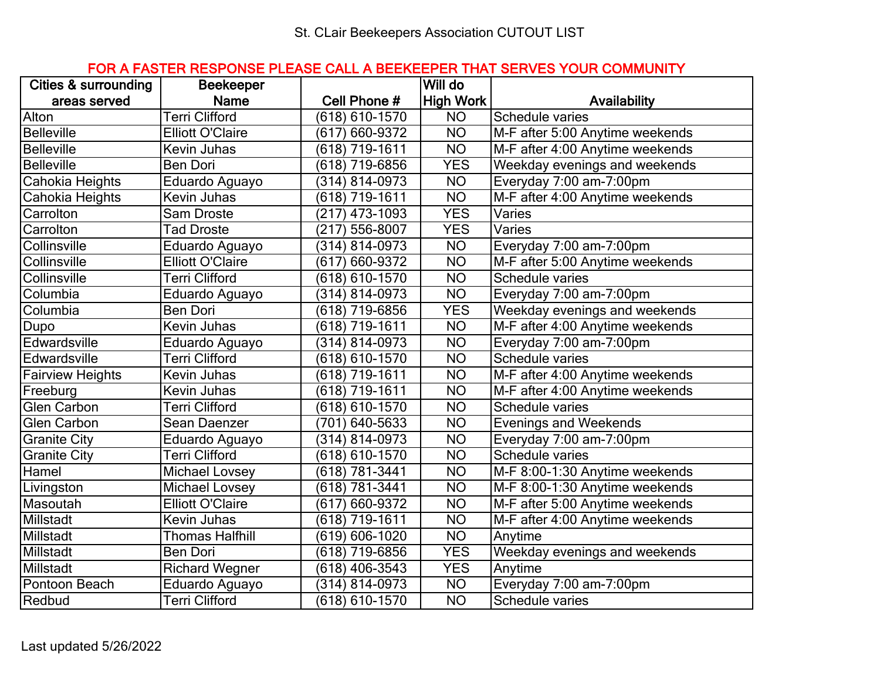St. CLair Beekeepers Association CUTOUT LIST

**FOR A FASTER RESPONSE PLEASE CALL A BEEKEEPER THAT SERVES YOUR COMMUNITY**

| Cities & surrounding areas served | Beekeeper Name | Cell Phone # | Will do High Work | Availability |
|---|---|---|---|---|
| Alton | Terri Clifford | (618) 610-1570 | NO | Schedule varies |
| Belleville | Elliott O'Claire | (617) 660-9372 | NO | M-F after 5:00 Anytime weekends |
| Belleville | Kevin Juhas | (618) 719-1611 | NO | M-F after 4:00 Anytime weekends |
| Belleville | Ben Dori | (618) 719-6856 | YES | Weekday evenings and weekends |
| Cahokia Heights | Eduardo Aguayo | (314) 814-0973 | NO | Everyday 7:00 am-7:00pm |
| Cahokia Heights | Kevin Juhas | (618) 719-1611 | NO | M-F after 4:00 Anytime weekends |
| Carrolton | Sam Droste | (217) 473-1093 | YES | Varies |
| Carrolton | Tad Droste | (217) 556-8007 | YES | Varies |
| Collinsville | Eduardo Aguayo | (314) 814-0973 | NO | Everyday 7:00 am-7:00pm |
| Collinsville | Elliott O'Claire | (617) 660-9372 | NO | M-F after 5:00 Anytime weekends |
| Collinsville | Terri Clifford | (618) 610-1570 | NO | Schedule varies |
| Columbia | Eduardo Aguayo | (314) 814-0973 | NO | Everyday 7:00 am-7:00pm |
| Columbia | Ben Dori | (618) 719-6856 | YES | Weekday evenings and weekends |
| Dupo | Kevin Juhas | (618) 719-1611 | NO | M-F after 4:00 Anytime weekends |
| Edwardsville | Eduardo Aguayo | (314) 814-0973 | NO | Everyday 7:00 am-7:00pm |
| Edwardsville | Terri Clifford | (618) 610-1570 | NO | Schedule varies |
| Fairview Heights | Kevin Juhas | (618) 719-1611 | NO | M-F after 4:00 Anytime weekends |
| Freeburg | Kevin Juhas | (618) 719-1611 | NO | M-F after 4:00 Anytime weekends |
| Glen Carbon | Terri Clifford | (618) 610-1570 | NO | Schedule varies |
| Glen Carbon | Sean Daenzer | (701) 640-5633 | NO | Evenings and Weekends |
| Granite City | Eduardo Aguayo | (314) 814-0973 | NO | Everyday 7:00 am-7:00pm |
| Granite City | Terri Clifford | (618) 610-1570 | NO | Schedule varies |
| Hamel | Michael Lovsey | (618) 781-3441 | NO | M-F 8:00-1:30 Anytime weekends |
| Livingston | Michael Lovsey | (618) 781-3441 | NO | M-F 8:00-1:30 Anytime weekends |
| Masoutah | Elliott O'Claire | (617) 660-9372 | NO | M-F after 5:00 Anytime weekends |
| Millstadt | Kevin Juhas | (618) 719-1611 | NO | M-F after 4:00 Anytime weekends |
| Millstadt | Thomas Halfhill | (619) 606-1020 | NO | Anytime |
| Millstadt | Ben Dori | (618) 719-6856 | YES | Weekday evenings and weekends |
| Millstadt | Richard Wegner | (618) 406-3543 | YES | Anytime |
| Pontoon Beach | Eduardo Aguayo | (314) 814-0973 | NO | Everyday 7:00 am-7:00pm |
| Redbud | Terri Clifford | (618) 610-1570 | NO | Schedule varies |

Last updated 5/26/2022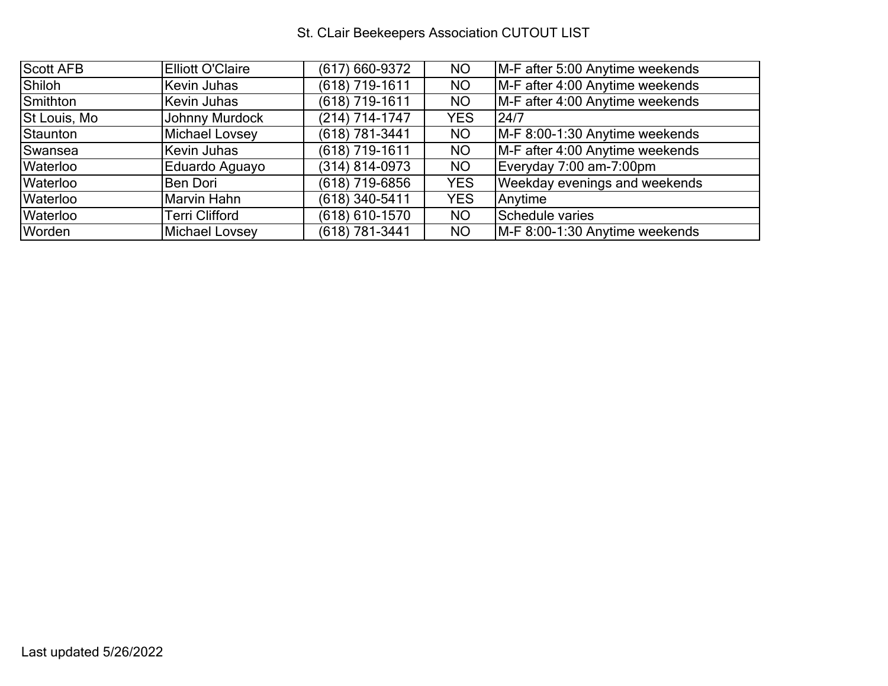St. CLair Beekeepers Association CUTOUT LIST

| | | | | |
|---|---|---|---|---|
| Scott AFB | Elliott O'Claire | (617) 660-9372 | NO | M-F after 5:00 Anytime weekends |
| Shiloh | Kevin Juhas | (618) 719-1611 | NO | M-F after 4:00 Anytime weekends |
| Smithton | Kevin Juhas | (618) 719-1611 | NO | M-F after 4:00 Anytime weekends |
| St Louis, Mo | Johnny Murdock | (214) 714-1747 | YES | 24/7 |
| Staunton | Michael Lovsey | (618) 781-3441 | NO | M-F 8:00-1:30 Anytime weekends |
| Swansea | Kevin Juhas | (618) 719-1611 | NO | M-F after 4:00 Anytime weekends |
| Waterloo | Eduardo Aguayo | (314) 814-0973 | NO | Everyday 7:00 am-7:00pm |
| Waterloo | Ben Dori | (618) 719-6856 | YES | Weekday evenings and weekends |
| Waterloo | Marvin Hahn | (618) 340-5411 | YES | Anytime |
| Waterloo | Terri Clifford | (618) 610-1570 | NO | Schedule varies |
| Worden | Michael Lovsey | (618) 781-3441 | NO | M-F 8:00-1:30 Anytime weekends |

Last updated 5/26/2022